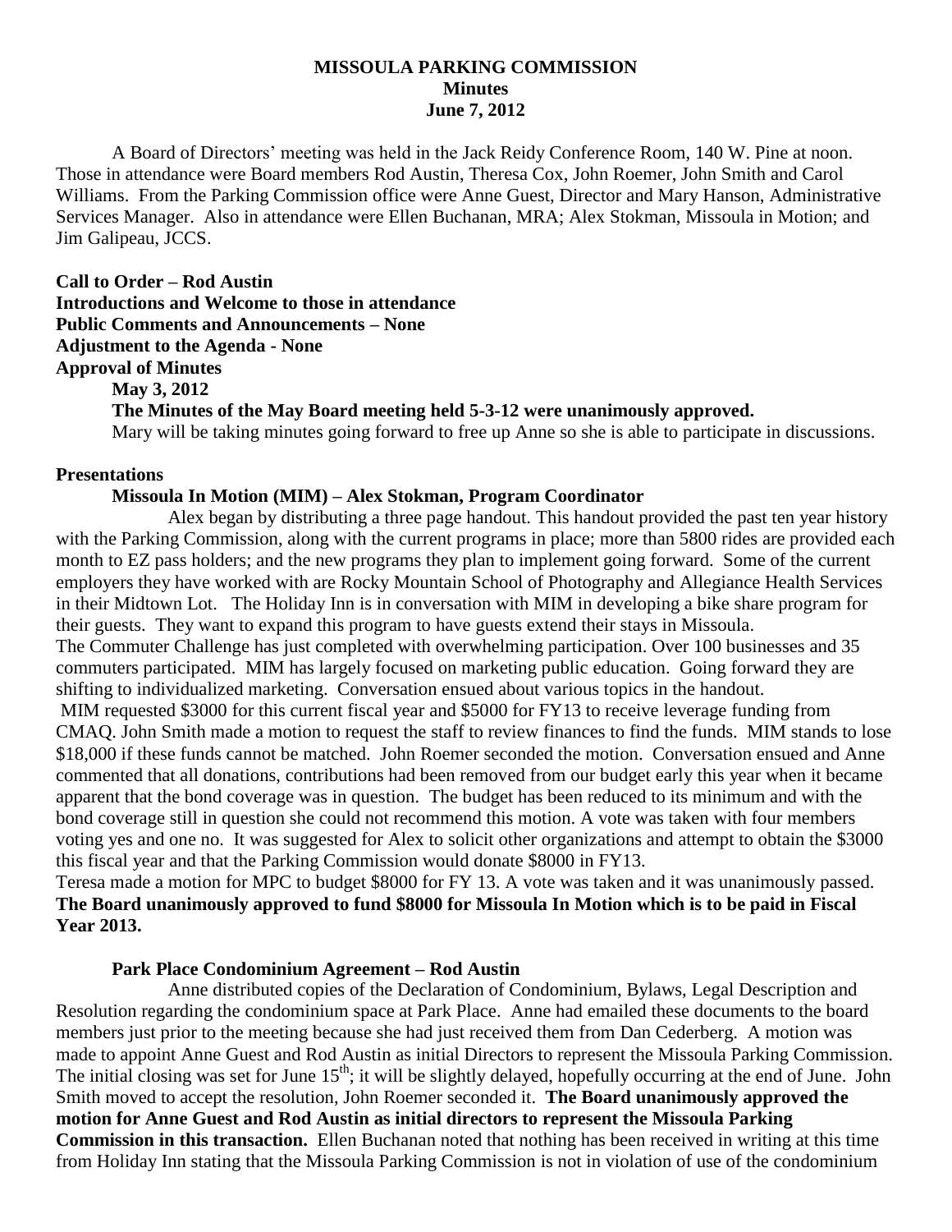# MISSOULA PARKING COMMISSION
## Minutes
### June 7, 2012

A Board of Directors' meeting was held in the Jack Reidy Conference Room, 140 W. Pine at noon. Those in attendance were Board members Rod Austin, Theresa Cox, John Roemer, John Smith and Carol Williams. From the Parking Commission office were Anne Guest, Director and Mary Hanson, Administrative Services Manager. Also in attendance were Ellen Buchanan, MRA; Alex Stokman, Missoula in Motion; and Jim Galipeau, JCCS.

**Call to Order – Rod Austin**

**Introductions and Welcome to those in attendance**

**Public Comments and Announcements – None**

**Adjustment to the Agenda - None**

**Approval of Minutes**

**May 3, 2012**

**The Minutes of the May Board meeting held 5-3-12 were unanimously approved.**

Mary will be taking minutes going forward to free up Anne so she is able to participate in discussions.

**Presentations**

**Missoula In Motion (MIM) – Alex Stokman, Program Coordinator**

Alex began by distributing a three page handout. This handout provided the past ten year history with the Parking Commission, along with the current programs in place; more than 5800 rides are provided each month to EZ pass holders; and the new programs they plan to implement going forward. Some of the current employers they have worked with are Rocky Mountain School of Photography and Allegiance Health Services in their Midtown Lot. The Holiday Inn is in conversation with MIM in developing a bike share program for their guests. They want to expand this program to have guests extend their stays in Missoula.

The Commuter Challenge has just completed with overwhelming participation. Over 100 businesses and 35 commuters participated. MIM has largely focused on marketing public education. Going forward they are shifting to individualized marketing. Conversation ensued about various topics in the handout.

MIM requested $3000 for this current fiscal year and $5000 for FY13 to receive leverage funding from CMAQ. John Smith made a motion to request the staff to review finances to find the funds. MIM stands to lose $18,000 if these funds cannot be matched. John Roemer seconded the motion. Conversation ensued and Anne commented that all donations, contributions had been removed from our budget early this year when it became apparent that the bond coverage was in question. The budget has been reduced to its minimum and with the bond coverage still in question she could not recommend this motion. A vote was taken with four members voting yes and one no. It was suggested for Alex to solicit other organizations and attempt to obtain the $3000 this fiscal year and that the Parking Commission would donate $8000 in FY13.

Teresa made a motion for MPC to budget $8000 for FY 13. A vote was taken and it was unanimously passed. **The Board unanimously approved to fund $8000 for Missoula In Motion which is to be paid in Fiscal Year 2013.**

**Park Place Condominium Agreement – Rod Austin**

Anne distributed copies of the Declaration of Condominium, Bylaws, Legal Description and Resolution regarding the condominium space at Park Place. Anne had emailed these documents to the board members just prior to the meeting because she had just received them from Dan Cederberg. A motion was made to appoint Anne Guest and Rod Austin as initial Directors to represent the Missoula Parking Commission. The initial closing was set for June 15th; it will be slightly delayed, hopefully occurring at the end of June. John Smith moved to accept the resolution, John Roemer seconded it. **The Board unanimously approved the motion for Anne Guest and Rod Austin as initial directors to represent the Missoula Parking Commission in this transaction.** Ellen Buchanan noted that nothing has been received in writing at this time from Holiday Inn stating that the Missoula Parking Commission is not in violation of use of the condominium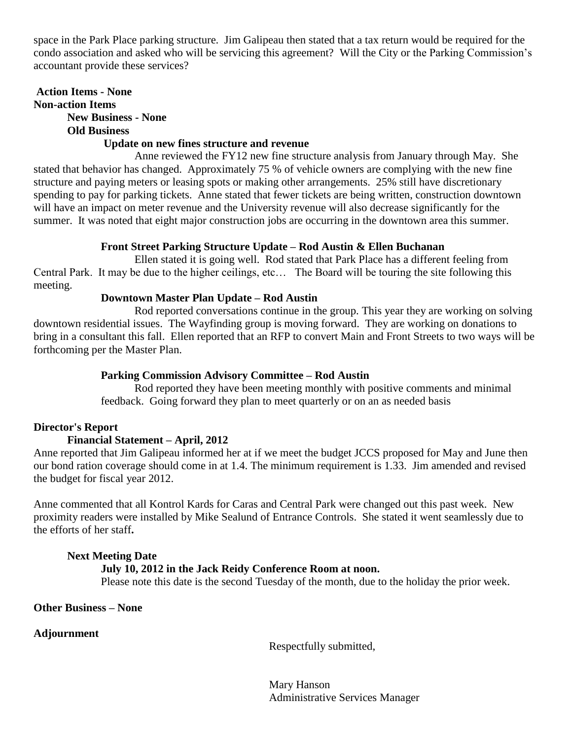space in the Park Place parking structure. Jim Galipeau then stated that a tax return would be required for the condo association and asked who will be servicing this agreement? Will the City or the Parking Commission's accountant provide these services?

**Action Items - None**

**Non-action Items**

**New Business - None**

**Old Business**

**Update on new fines structure and revenue**

Anne reviewed the FY12 new fine structure analysis from January through May. She stated that behavior has changed. Approximately 75 % of vehicle owners are complying with the new fine structure and paying meters or leasing spots or making other arrangements. 25% still have discretionary spending to pay for parking tickets. Anne stated that fewer tickets are being written, construction downtown will have an impact on meter revenue and the University revenue will also decrease significantly for the summer. It was noted that eight major construction jobs are occurring in the downtown area this summer.

**Front Street Parking Structure Update – Rod Austin & Ellen Buchanan**

Ellen stated it is going well. Rod stated that Park Place has a different feeling from Central Park. It may be due to the higher ceilings, etc… The Board will be touring the site following this meeting.

**Downtown Master Plan Update – Rod Austin**

Rod reported conversations continue in the group. This year they are working on solving downtown residential issues. The Wayfinding group is moving forward. They are working on donations to bring in a consultant this fall. Ellen reported that an RFP to convert Main and Front Streets to two ways will be forthcoming per the Master Plan.

**Parking Commission Advisory Committee – Rod Austin**

Rod reported they have been meeting monthly with positive comments and minimal feedback. Going forward they plan to meet quarterly or on an as needed basis

**Director's Report**

**Financial Statement – April, 2012**

Anne reported that Jim Galipeau informed her at if we meet the budget JCCS proposed for May and June then our bond ration coverage should come in at 1.4. The minimum requirement is 1.33. Jim amended and revised the budget for fiscal year 2012.

Anne commented that all Kontrol Kards for Caras and Central Park were changed out this past week. New proximity readers were installed by Mike Sealund of Entrance Controls. She stated it went seamlessly due to the efforts of her staff**.**

**Next Meeting Date**

**July 10, 2012 in the Jack Reidy Conference Room at noon.**

Please note this date is the second Tuesday of the month, due to the holiday the prior week.

**Other Business – None**

**Adjournment**

Respectfully submitted,

Mary Hanson
Administrative Services Manager